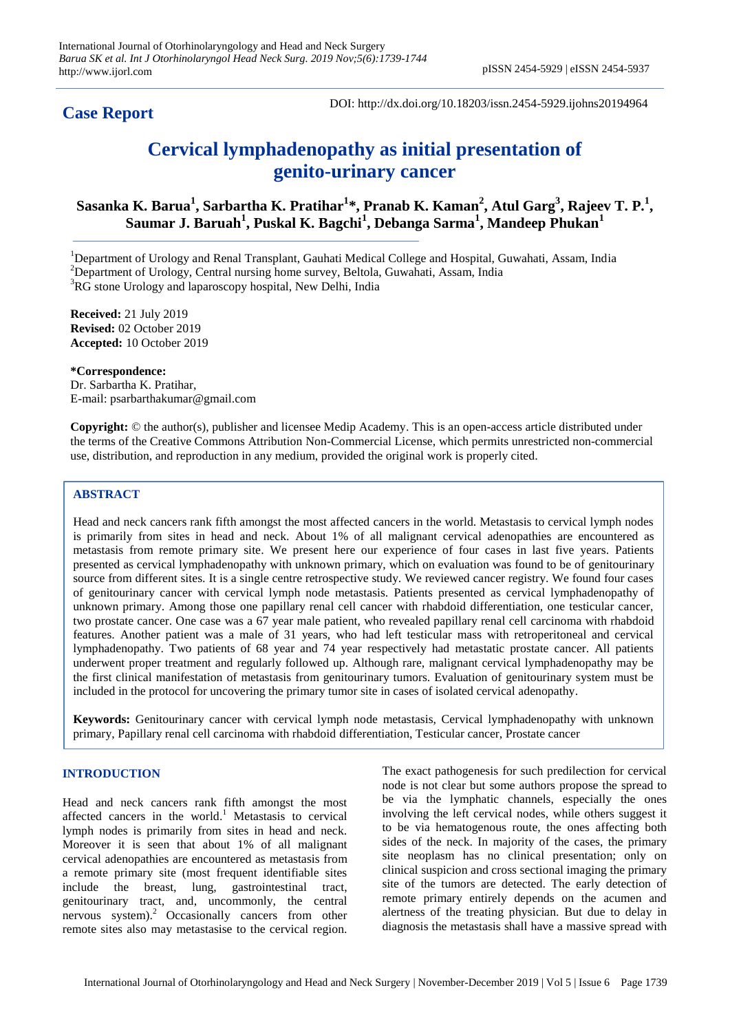**Case Report**

DOI: http://dx.doi.org/10.18203/issn.2454-5929.ijohns20194964

# Cervical lymphadenopathy as initial presentation of genito-urinary cancer

**Sasanka K. Barua[1], Sarbartha K. Pratihar[1]*, Pranab K. Kaman[2], Atul Garg[3], Rajeev T. P.[1], Saumar J. Baruah[1], Puskal K. Bagchi[1], Debanga Sarma[1], Mandeep Phukan[1]**

[1]Department of Urology and Renal Transplant, Gauhati Medical College and Hospital, Guwahati, Assam, India
[2]Department of Urology, Central nursing home survey, Beltola, Guwahati, Assam, India
[3]RG stone Urology and laparoscopy hospital, New Delhi, India

**Received:** 21 July 2019
**Revised:** 02 October 2019
**Accepted:** 10 October 2019

**\*Correspondence:**
Dr. Sarbartha K. Pratihar,
E-mail: psarbarthakumar@gmail.com

**Copyright:** © the author(s), publisher and licensee Medip Academy. This is an open-access article distributed under the terms of the Creative Commons Attribution Non-Commercial License, which permits unrestricted non-commercial use, distribution, and reproduction in any medium, provided the original work is properly cited.

## ABSTRACT

Head and neck cancers rank fifth amongst the most affected cancers in the world. Metastasis to cervical lymph nodes is primarily from sites in head and neck. About 1% of all malignant cervical adenopathies are encountered as metastasis from remote primary site. We present here our experience of four cases in last five years. Patients presented as cervical lymphadenopathy with unknown primary, which on evaluation was found to be of genitourinary source from different sites. It is a single centre retrospective study. We reviewed cancer registry. We found four cases of genitourinary cancer with cervical lymph node metastasis. Patients presented as cervical lymphadenopathy of unknown primary. Among those one papillary renal cell cancer with rhabdoid differentiation, one testicular cancer, two prostate cancer. One case was a 67 year male patient, who revealed papillary renal cell carcinoma with rhabdoid features. Another patient was a male of 31 years, who had left testicular mass with retroperitoneal and cervical lymphadenopathy. Two patients of 68 year and 74 year respectively had metastatic prostate cancer. All patients underwent proper treatment and regularly followed up. Although rare, malignant cervical lymphadenopathy may be the first clinical manifestation of metastasis from genitourinary tumors. Evaluation of genitourinary system must be included in the protocol for uncovering the primary tumor site in cases of isolated cervical adenopathy.

**Keywords:** Genitourinary cancer with cervical lymph node metastasis, Cervical lymphadenopathy with unknown primary, Papillary renal cell carcinoma with rhabdoid differentiation, Testicular cancer, Prostate cancer

## INTRODUCTION

Head and neck cancers rank fifth amongst the most affected cancers in the world.[1] Metastasis to cervical lymph nodes is primarily from sites in head and neck. Moreover it is seen that about 1% of all malignant cervical adenopathies are encountered as metastasis from a remote primary site (most frequent identifiable sites include the breast, lung, gastrointestinal tract, genitourinary tract, and, uncommonly, the central nervous system).[2] Occasionally cancers from other remote sites also may metastasise to the cervical region. The exact pathogenesis for such predilection for cervical node is not clear but some authors propose the spread to be via the lymphatic channels, especially the ones involving the left cervical nodes, while others suggest it to be via hematogenous route, the ones affecting both sides of the neck. In majority of the cases, the primary site neoplasm has no clinical presentation; only on clinical suspicion and cross sectional imaging the primary site of the tumors are detected. The early detection of remote primary entirely depends on the acumen and alertness of the treating physician. But due to delay in diagnosis the metastasis shall have a massive spread with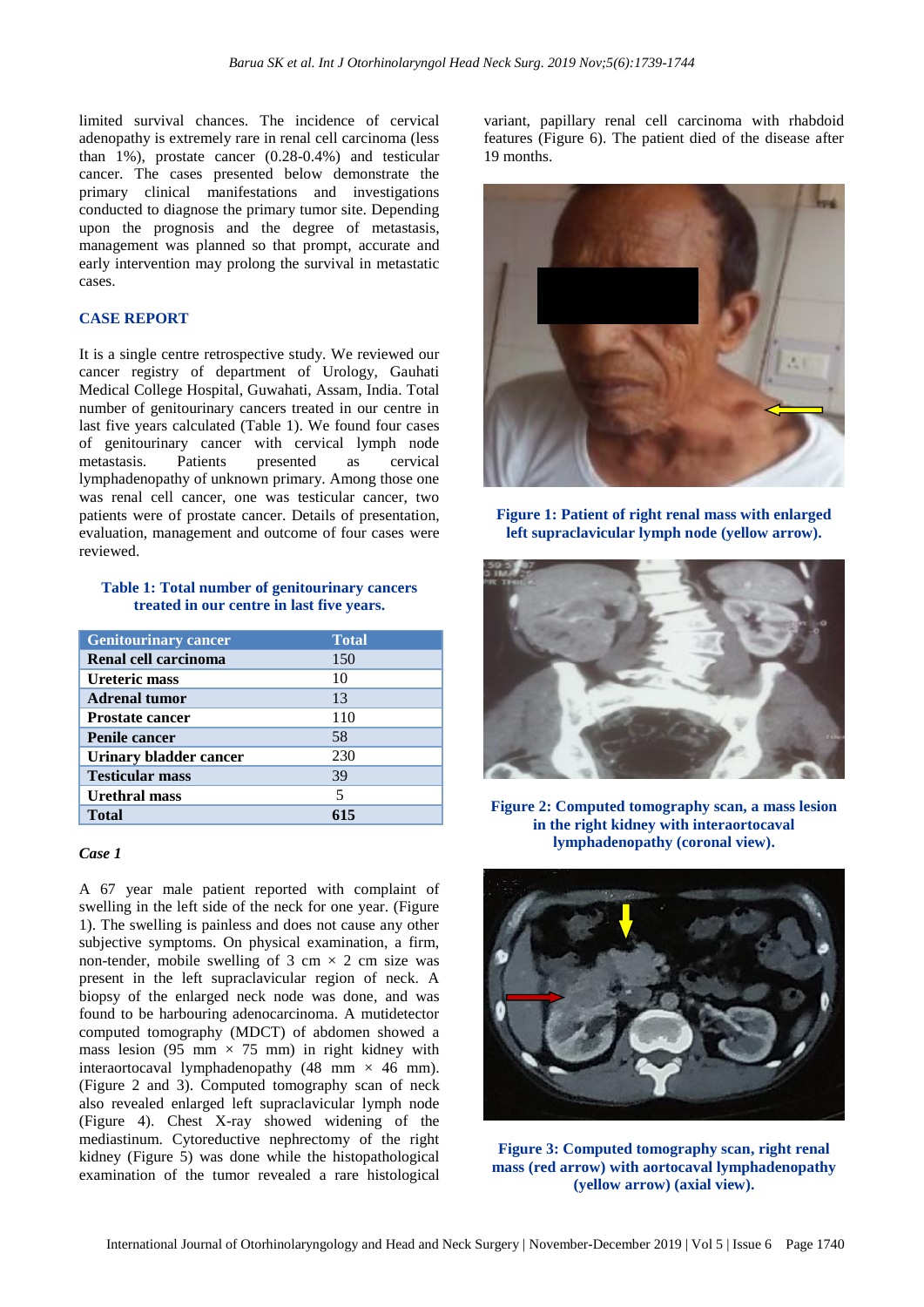limited survival chances. The incidence of cervical adenopathy is extremely rare in renal cell carcinoma (less than 1%), prostate cancer (0.28-0.4%) and testicular cancer. The cases presented below demonstrate the primary clinical manifestations and investigations conducted to diagnose the primary tumor site. Depending upon the prognosis and the degree of metastasis, management was planned so that prompt, accurate and early intervention may prolong the survival in metastatic cases.

## CASE REPORT

It is a single centre retrospective study. We reviewed our cancer registry of department of Urology, Gauhati Medical College Hospital, Guwahati, Assam, India. Total number of genitourinary cancers treated in our centre in last five years calculated (Table 1). We found four cases of genitourinary cancer with cervical lymph node metastasis. Patients presented as cervical lymphadenopathy of unknown primary. Among those one was renal cell cancer, one was testicular cancer, two patients were of prostate cancer. Details of presentation, evaluation, management and outcome of four cases were reviewed.

**Table 1: Total number of genitourinary cancers treated in our centre in last five years.**

| Genitourinary cancer | Total |
|---|---|
| **Renal cell carcinoma** | 150 |
| **Ureteric mass** | 10 |
| **Adrenal tumor** | 13 |
| **Prostate cancer** | 110 |
| **Penile cancer** | 58 |
| **Urinary bladder cancer** | 230 |
| **Testicular mass** | 39 |
| **Urethral mass** | 5 |
| **Total** | **615** |

### *Case 1*

A 67 year male patient reported with complaint of swelling in the left side of the neck for one year. (Figure 1). The swelling is painless and does not cause any other subjective symptoms. On physical examination, a firm, non-tender, mobile swelling of 3 cm × 2 cm size was present in the left supraclavicular region of neck. A biopsy of the enlarged neck node was done, and was found to be harbouring adenocarcinoma. A mutidetector computed tomography (MDCT) of abdomen showed a mass lesion (95 mm × 75 mm) in right kidney with interaortocaval lymphadenopathy (48 mm × 46 mm). (Figure 2 and 3). Computed tomography scan of neck also revealed enlarged left supraclavicular lymph node (Figure 4). Chest X-ray showed widening of the mediastinum. Cytoreductive nephrectomy of the right kidney (Figure 5) was done while the histopathological examination of the tumor revealed a rare histological variant, papillary renal cell carcinoma with rhabdoid features (Figure 6). The patient died of the disease after 19 months.

**Figure 1: Patient of right renal mass with enlarged left supraclavicular lymph node (yellow arrow).**

**Figure 2: Computed tomography scan, a mass lesion in the right kidney with interaortocaval lymphadenopathy (coronal view).**

**Figure 3: Computed tomography scan, right renal mass (red arrow) with aortocaval lymphadenopathy (yellow arrow) (axial view).**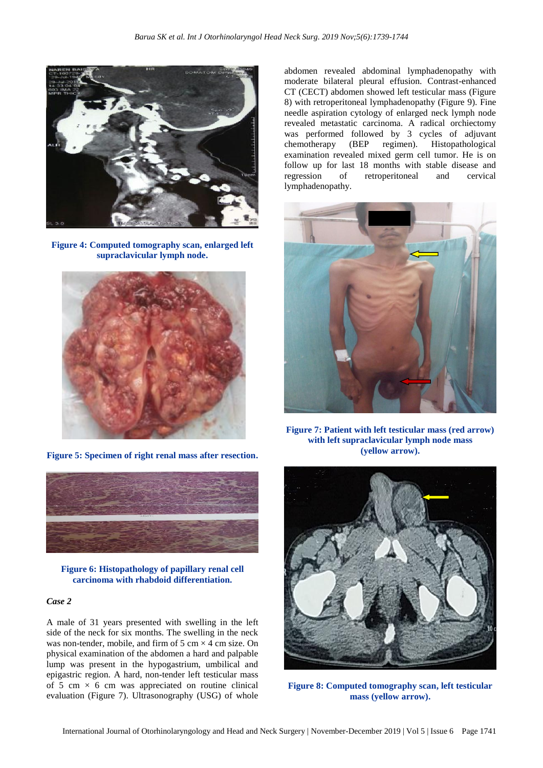Figure 4: Computed tomography scan, enlarged left supraclavicular lymph node.

Figure 5: Specimen of right renal mass after resection.

Figure 6: Histopathology of papillary renal cell carcinoma with rhabdoid differentiation.

### *Case 2*

A male of 31 years presented with swelling in the left side of the neck for six months. The swelling in the neck was non-tender, mobile, and firm of 5 cm × 4 cm size. On physical examination of the abdomen a hard and palpable lump was present in the hypogastrium, umbilical and epigastric region. A hard, non-tender left testicular mass of 5 cm × 6 cm was appreciated on routine clinical evaluation (Figure 7). Ultrasonography (USG) of whole abdomen revealed abdominal lymphadenopathy with moderate bilateral pleural effusion. Contrast-enhanced CT (CECT) abdomen showed left testicular mass (Figure 8) with retroperitoneal lymphadenopathy (Figure 9). Fine needle aspiration cytology of enlarged neck lymph node revealed metastatic carcinoma. A radical orchiectomy was performed followed by 3 cycles of adjuvant chemotherapy (BEP regimen). Histopathological examination revealed mixed germ cell tumor. He is on follow up for last 18 months with stable disease and regression of retroperitoneal and cervical lymphadenopathy.

Figure 7: Patient with left testicular mass (red arrow) with left supraclavicular lymph node mass (yellow arrow).

Figure 8: Computed tomography scan, left testicular mass (yellow arrow).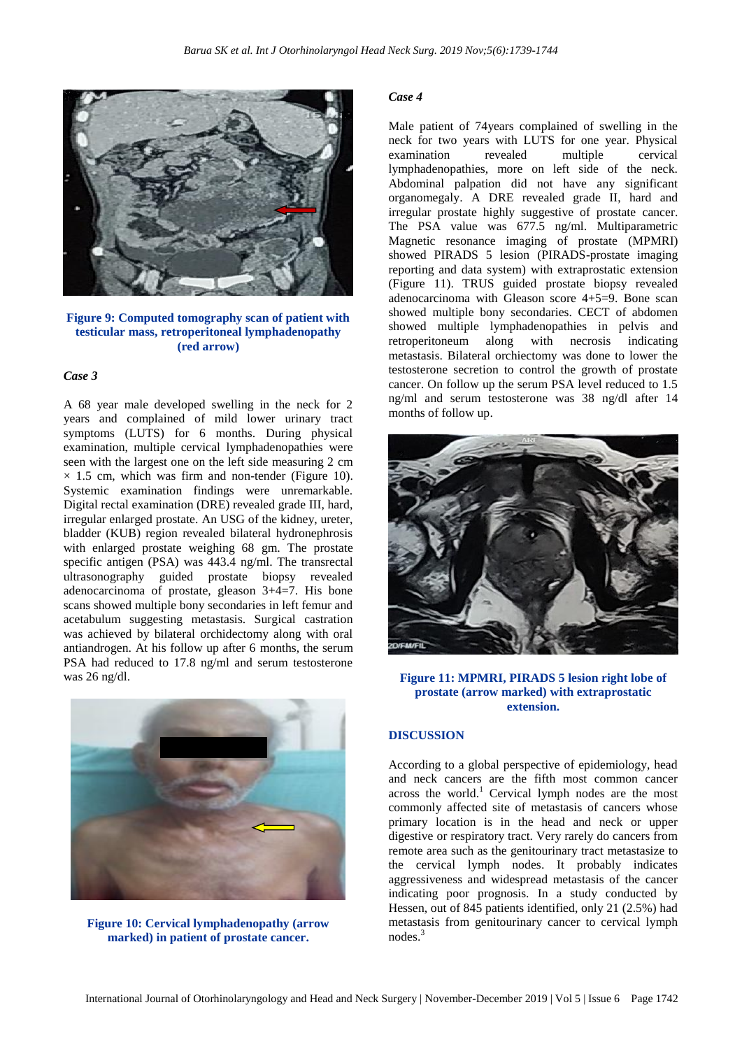Figure 9: Computed tomography scan of patient with testicular mass, retroperitoneal lymphadenopathy (red arrow)

*Case 3*

A 68 year male developed swelling in the neck for 2 years and complained of mild lower urinary tract symptoms (LUTS) for 6 months. During physical examination, multiple cervical lymphadenopathies were seen with the largest one on the left side measuring 2 cm × 1.5 cm, which was firm and non-tender (Figure 10). Systemic examination findings were unremarkable. Digital rectal examination (DRE) revealed grade III, hard, irregular enlarged prostate. An USG of the kidney, ureter, bladder (KUB) region revealed bilateral hydronephrosis with enlarged prostate weighing 68 gm. The prostate specific antigen (PSA) was 443.4 ng/ml. The transrectal ultrasonography guided prostate biopsy revealed adenocarcinoma of prostate, gleason 3+4=7. His bone scans showed multiple bony secondaries in left femur and acetabulum suggesting metastasis. Surgical castration was achieved by bilateral orchidectomy along with oral antiandrogen. At his follow up after 6 months, the serum PSA had reduced to 17.8 ng/ml and serum testosterone was 26 ng/dl.

Figure 10: Cervical lymphadenopathy (arrow marked) in patient of prostate cancer.

*Case 4*

Male patient of 74years complained of swelling in the neck for two years with LUTS for one year. Physical examination revealed multiple cervical lymphadenopathies, more on left side of the neck. Abdominal palpation did not have any significant organomegaly. A DRE revealed grade II, hard and irregular prostate highly suggestive of prostate cancer. The PSA value was 677.5 ng/ml. Multiparametric Magnetic resonance imaging of prostate (MPMRI) showed PIRADS 5 lesion (PIRADS-prostate imaging reporting and data system) with extraprostatic extension (Figure 11). TRUS guided prostate biopsy revealed adenocarcinoma with Gleason score 4+5=9. Bone scan showed multiple bony secondaries. CECT of abdomen showed multiple lymphadenopathies in pelvis and retroperitoneum along with necrosis indicating metastasis. Bilateral orchiectomy was done to lower the testosterone secretion to control the growth of prostate cancer. On follow up the serum PSA level reduced to 1.5 ng/ml and serum testosterone was 38 ng/dl after 14 months of follow up.

Figure 11: MPMRI, PIRADS 5 lesion right lobe of prostate (arrow marked) with extraprostatic extension.

## DISCUSSION

According to a global perspective of epidemiology, head and neck cancers are the fifth most common cancer across the world.[1] Cervical lymph nodes are the most commonly affected site of metastasis of cancers whose primary location is in the head and neck or upper digestive or respiratory tract. Very rarely do cancers from remote area such as the genitourinary tract metastasize to the cervical lymph nodes. It probably indicates aggressiveness and widespread metastasis of the cancer indicating poor prognosis. In a study conducted by Hessen, out of 845 patients identified, only 21 (2.5%) had metastasis from genitourinary cancer to cervical lymph nodes.[3]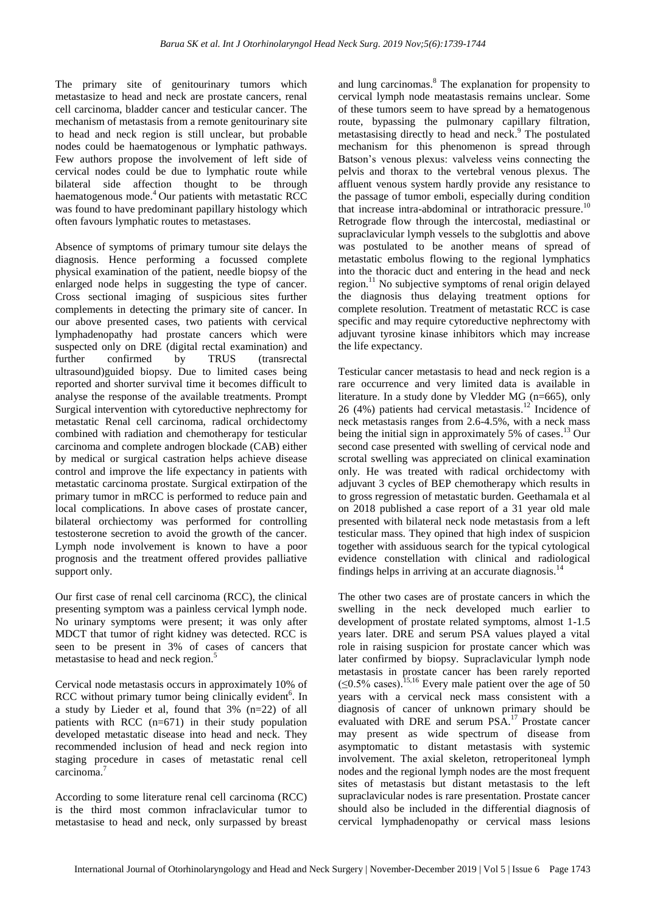The primary site of genitourinary tumors which metastasize to head and neck are prostate cancers, renal cell carcinoma, bladder cancer and testicular cancer. The mechanism of metastasis from a remote genitourinary site to head and neck region is still unclear, but probable nodes could be haematogenous or lymphatic pathways. Few authors propose the involvement of left side of cervical nodes could be due to lymphatic route while bilateral side affection thought to be through haematogenous mode.[4] Our patients with metastatic RCC was found to have predominant papillary histology which often favours lymphatic routes to metastases.

Absence of symptoms of primary tumour site delays the diagnosis. Hence performing a focussed complete physical examination of the patient, needle biopsy of the enlarged node helps in suggesting the type of cancer. Cross sectional imaging of suspicious sites further complements in detecting the primary site of cancer. In our above presented cases, two patients with cervical lymphadenopathy had prostate cancers which were suspected only on DRE (digital rectal examination) and further confirmed by TRUS (transrectal ultrasound)guided biopsy. Due to limited cases being reported and shorter survival time it becomes difficult to analyse the response of the available treatments. Prompt Surgical intervention with cytoreductive nephrectomy for metastatic Renal cell carcinoma, radical orchidectomy combined with radiation and chemotherapy for testicular carcinoma and complete androgen blockade (CAB) either by medical or surgical castration helps achieve disease control and improve the life expectancy in patients with metastatic carcinoma prostate. Surgical extirpation of the primary tumor in mRCC is performed to reduce pain and local complications. In above cases of prostate cancer, bilateral orchiectomy was performed for controlling testosterone secretion to avoid the growth of the cancer. Lymph node involvement is known to have a poor prognosis and the treatment offered provides palliative support only.

Our first case of renal cell carcinoma (RCC), the clinical presenting symptom was a painless cervical lymph node. No urinary symptoms were present; it was only after MDCT that tumor of right kidney was detected. RCC is seen to be present in 3% of cases of cancers that metastasise to head and neck region.[5]

Cervical node metastasis occurs in approximately 10% of RCC without primary tumor being clinically evident[6]. In a study by Lieder et al, found that 3% (n=22) of all patients with RCC (n=671) in their study population developed metastatic disease into head and neck. They recommended inclusion of head and neck region into staging procedure in cases of metastatic renal cell carcinoma.[7]

According to some literature renal cell carcinoma (RCC) is the third most common infraclavicular tumor to metastasise to head and neck, only surpassed by breast and lung carcinomas.[8] The explanation for propensity to cervical lymph node meatastasis remains unclear. Some of these tumors seem to have spread by a hematogenous route, bypassing the pulmonary capillary filtration, metastasising directly to head and neck.[9] The postulated mechanism for this phenomenon is spread through Batson's venous plexus: valveless veins connecting the pelvis and thorax to the vertebral venous plexus. The affluent venous system hardly provide any resistance to the passage of tumor emboli, especially during condition that increase intra-abdominal or intrathoracic pressure.[10] Retrograde flow through the intercostal, mediastinal or supraclavicular lymph vessels to the subglottis and above was postulated to be another means of spread of metastatic embolus flowing to the regional lymphatics into the thoracic duct and entering in the head and neck region.[11] No subjective symptoms of renal origin delayed the diagnosis thus delaying treatment options for complete resolution. Treatment of metastatic RCC is case specific and may require cytoreductive nephrectomy with adjuvant tyrosine kinase inhibitors which may increase the life expectancy.

Testicular cancer metastasis to head and neck region is a rare occurrence and very limited data is available in literature. In a study done by Vledder MG (n=665), only 26 (4%) patients had cervical metastasis.[12] Incidence of neck metastasis ranges from 2.6-4.5%, with a neck mass being the initial sign in approximately 5% of cases.[13] Our second case presented with swelling of cervical node and scrotal swelling was appreciated on clinical examination only. He was treated with radical orchidectomy with adjuvant 3 cycles of BEP chemotherapy which results in to gross regression of metastatic burden. Geethamala et al on 2018 published a case report of a 31 year old male presented with bilateral neck node metastasis from a left testicular mass. They opined that high index of suspicion together with assiduous search for the typical cytological evidence constellation with clinical and radiological findings helps in arriving at an accurate diagnosis.[14]

The other two cases are of prostate cancers in which the swelling in the neck developed much earlier to development of prostate related symptoms, almost 1-1.5 years later. DRE and serum PSA values played a vital role in raising suspicion for prostate cancer which was later confirmed by biopsy. Supraclavicular lymph node metastasis in prostate cancer has been rarely reported ($\leq$0.5% cases).[15,16] Every male patient over the age of 50 years with a cervical neck mass consistent with a diagnosis of cancer of unknown primary should be evaluated with DRE and serum PSA.[17] Prostate cancer may present as wide spectrum of disease from asymptomatic to distant metastasis with systemic involvement. The axial skeleton, retroperitoneal lymph nodes and the regional lymph nodes are the most frequent sites of metastasis but distant metastasis to the left supraclavicular nodes is rare presentation. Prostate cancer should also be included in the differential diagnosis of cervical lymphadenopathy or cervical mass lesions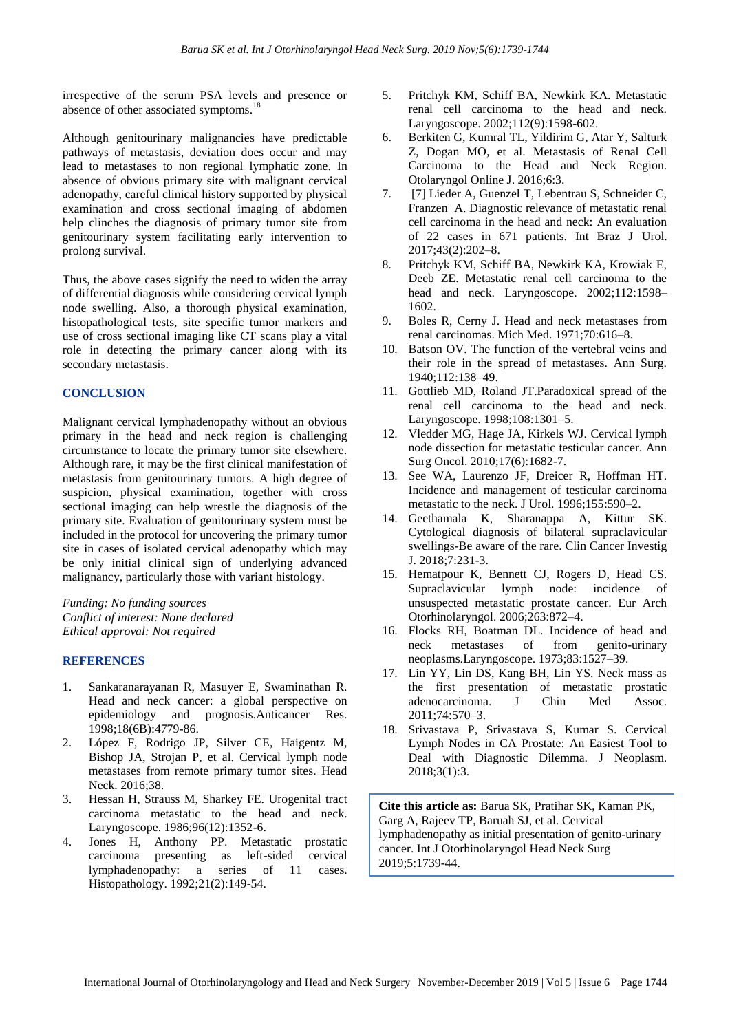irrespective of the serum PSA levels and presence or absence of other associated symptoms.[18]

Although genitourinary malignancies have predictable pathways of metastasis, deviation does occur and may lead to metastases to non regional lymphatic zone. In absence of obvious primary site with malignant cervical adenopathy, careful clinical history supported by physical examination and cross sectional imaging of abdomen help clinches the diagnosis of primary tumor site from genitourinary system facilitating early intervention to prolong survival.

Thus, the above cases signify the need to widen the array of differential diagnosis while considering cervical lymph node swelling. Also, a thorough physical examination, histopathological tests, site specific tumor markers and use of cross sectional imaging like CT scans play a vital role in detecting the primary cancer along with its secondary metastasis.

## CONCLUSION

Malignant cervical lymphadenopathy without an obvious primary in the head and neck region is challenging circumstance to locate the primary tumor site elsewhere. Although rare, it may be the first clinical manifestation of metastasis from genitourinary tumors. A high degree of suspicion, physical examination, together with cross sectional imaging can help wrestle the diagnosis of the primary site. Evaluation of genitourinary system must be included in the protocol for uncovering the primary tumor site in cases of isolated cervical adenopathy which may be only initial clinical sign of underlying advanced malignancy, particularly those with variant histology.

*Funding: No funding sources*
*Conflict of interest: None declared*
*Ethical approval: Not required*

## REFERENCES

1. Sankaranarayanan R, Masuyer E, Swaminathan R. Head and neck cancer: a global perspective on epidemiology and prognosis.Anticancer Res. 1998;18(6B):4779-86.
2. López F, Rodrigo JP, Silver CE, Haigentz M, Bishop JA, Strojan P, et al. Cervical lymph node metastases from remote primary tumor sites. Head Neck. 2016;38.
3. Hessan H, Strauss M, Sharkey FE. Urogenital tract carcinoma metastatic to the head and neck. Laryngoscope. 1986;96(12):1352-6.
4. Jones H, Anthony PP. Metastatic prostatic carcinoma presenting as left-sided cervical lymphadenopathy: a series of 11 cases. Histopathology. 1992;21(2):149-54.
5. Pritchyk KM, Schiff BA, Newkirk KA. Metastatic renal cell carcinoma to the head and neck. Laryngoscope. 2002;112(9):1598-602.
6. Berkiten G, Kumral TL, Yildirim G, Atar Y, Salturk Z, Dogan MO, et al. Metastasis of Renal Cell Carcinoma to the Head and Neck Region. Otolaryngol Online J. 2016;6:3.
7. [7] Lieder A, Guenzel T, Lebentrau S, Schneider C, Franzen A. Diagnostic relevance of metastatic renal cell carcinoma in the head and neck: An evaluation of 22 cases in 671 patients. Int Braz J Urol. 2017;43(2):202–8.
8. Pritchyk KM, Schiff BA, Newkirk KA, Krowiak E, Deeb ZE. Metastatic renal cell carcinoma to the head and neck. Laryngoscope. 2002;112:1598–1602.
9. Boles R, Cerny J. Head and neck metastases from renal carcinomas. Mich Med. 1971;70:616–8.
10. Batson OV. The function of the vertebral veins and their role in the spread of metastases. Ann Surg. 1940;112:138–49.
11. Gottlieb MD, Roland JT.Paradoxical spread of the renal cell carcinoma to the head and neck. Laryngoscope. 1998;108:1301–5.
12. Vledder MG, Hage JA, Kirkels WJ. Cervical lymph node dissection for metastatic testicular cancer. Ann Surg Oncol. 2010;17(6):1682-7.
13. See WA, Laurenzo JF, Dreicer R, Hoffman HT. Incidence and management of testicular carcinoma metastatic to the neck. J Urol. 1996;155:590–2.
14. Geethamala K, Sharanappa A, Kittur SK. Cytological diagnosis of bilateral supraclavicular swellings-Be aware of the rare. Clin Cancer Investig J. 2018;7:231-3.
15. Hematpour K, Bennett CJ, Rogers D, Head CS. Supraclavicular lymph node: incidence of unsuspected metastatic prostate cancer. Eur Arch Otorhinolaryngol. 2006;263:872–4.
16. Flocks RH, Boatman DL. Incidence of head and neck metastases of from genito-urinary neoplasms.Laryngoscope. 1973;83:1527–39.
17. Lin YY, Lin DS, Kang BH, Lin YS. Neck mass as the first presentation of metastatic prostatic adenocarcinoma. J Chin Med Assoc. 2011;74:570–3.
18. Srivastava P, Srivastava S, Kumar S. Cervical Lymph Nodes in CA Prostate: An Easiest Tool to Deal with Diagnostic Dilemma. J Neoplasm. 2018;3(1):3.

**Cite this article as:** Barua SK, Pratihar SK, Kaman PK, Garg A, Rajeev TP, Baruah SJ, et al. Cervical lymphadenopathy as initial presentation of genito-urinary cancer. Int J Otorhinolaryngol Head Neck Surg 2019;5:1739-44.